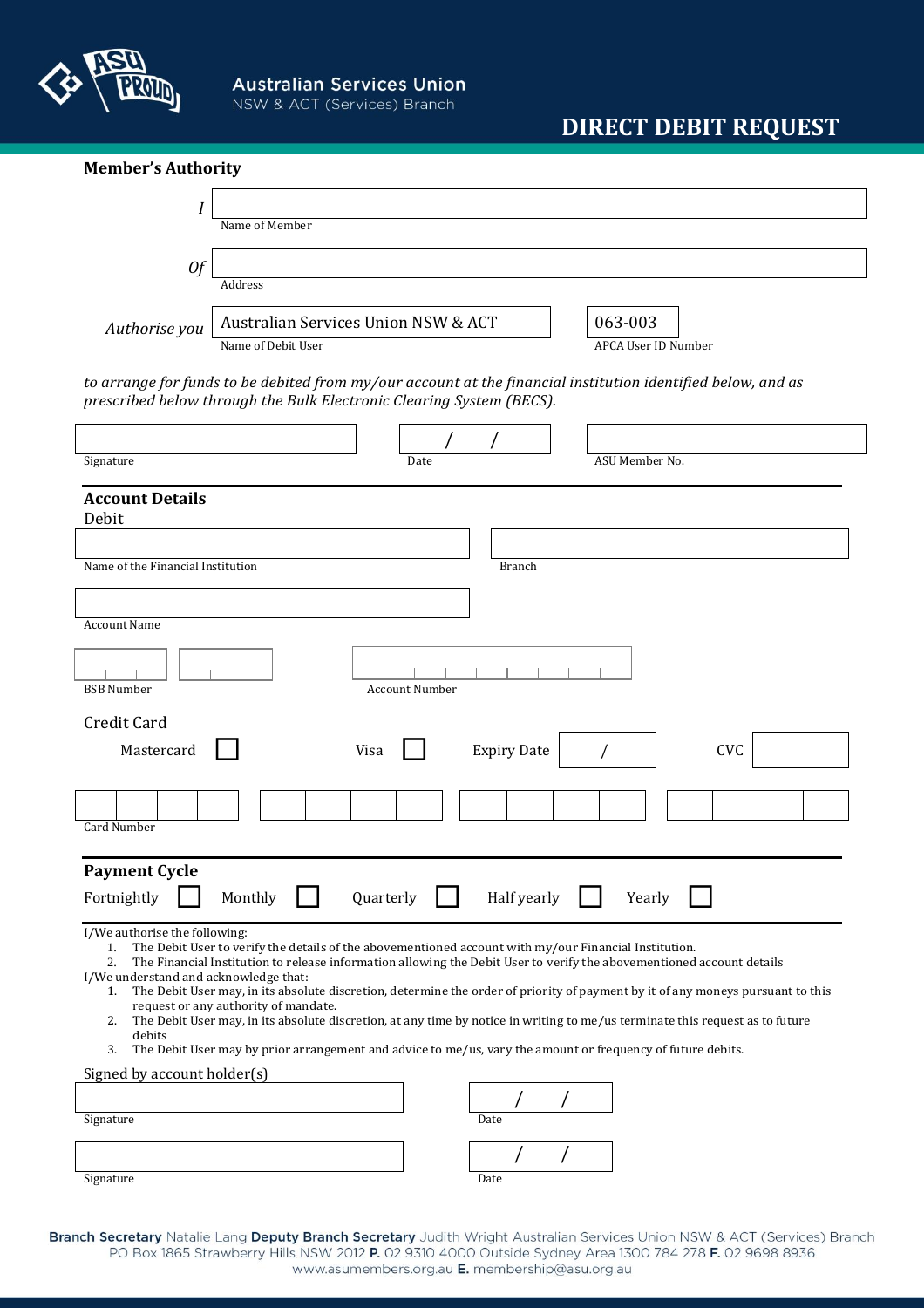Australian Services Union
NSW & ACT (Services) Branch

# DIRECT DEBIT REQUEST

## Member's Authority

*I* ______________________
Name of Member

*Of* ______________________
Address

*Authorise you* Australian Services Union NSW & ACT
Name of Debit User

063-003
APCA User ID Number

*to arrange for funds to be debited from my/our account at the financial institution identified below, and as prescribed below through the Bulk Electronic Clearing System (BECS).*

Signature ______________ Date ___/___/___ ASU Member No. ______________

## Account Details

Debit

Name of the Financial Institution ______________ Branch ______________

Account Name ______________

BSB Number ______________ Account Number ______________

Credit Card

Mastercard ☐ Visa ☐ Expiry Date ___/___ CVC ______

Card Number ______________

## Payment Cycle

Fortnightly ☐ Monthly ☐ Quarterly ☐ Half yearly ☐ Yearly ☐

I/We authorise the following:

1. The Debit User to verify the details of the abovementioned account with my/our Financial Institution.
2. The Financial Institution to release information allowing the Debit User to verify the abovementioned account details

I/We understand and acknowledge that:

1. The Debit User may, in its absolute discretion, determine the order of priority of payment by it of any moneys pursuant to this request or any authority of mandate.
2. The Debit User may, in its absolute discretion, at any time by notice in writing to me/us terminate this request as to future debits
3. The Debit User may by prior arrangement and advice to me/us, vary the amount or frequency of future debits.

Signed by account holder(s)

Signature ______________ Date ___/___/___

Signature ______________ Date ___/___/___

**Branch Secretary** Natalie Lang **Deputy Branch Secretary** Judith Wright Australian Services Union NSW & ACT (Services) Branch
PO Box 1865 Strawberry Hills NSW 2012 **P.** 02 9310 4000 Outside Sydney Area 1300 784 278 **F.** 02 9698 8936
www.asumembers.org.au **E.** membership@asu.org.au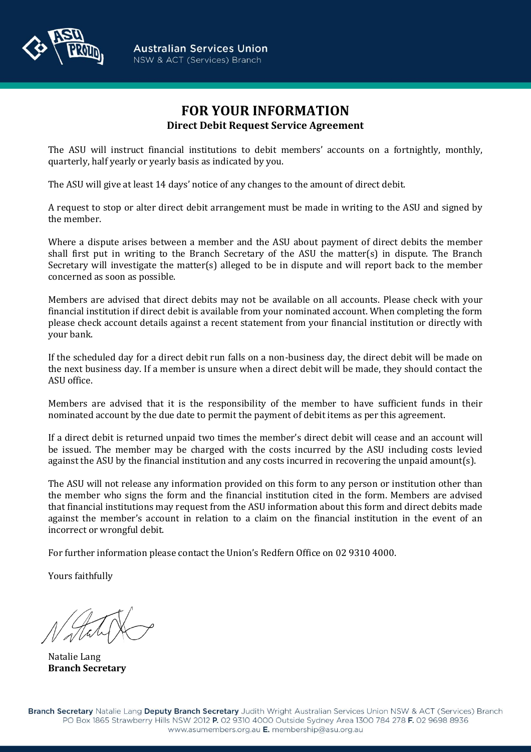Australian Services Union
NSW & ACT (Services) Branch

# FOR YOUR INFORMATION

## Direct Debit Request Service Agreement

The ASU will instruct financial institutions to debit members' accounts on a fortnightly, monthly, quarterly, half yearly or yearly basis as indicated by you.

The ASU will give at least 14 days' notice of any changes to the amount of direct debit.

A request to stop or alter direct debit arrangement must be made in writing to the ASU and signed by the member.

Where a dispute arises between a member and the ASU about payment of direct debits the member shall first put in writing to the Branch Secretary of the ASU the matter(s) in dispute. The Branch Secretary will investigate the matter(s) alleged to be in dispute and will report back to the member concerned as soon as possible.

Members are advised that direct debits may not be available on all accounts. Please check with your financial institution if direct debit is available from your nominated account. When completing the form please check account details against a recent statement from your financial institution or directly with your bank.

If the scheduled day for a direct debit run falls on a non-business day, the direct debit will be made on the next business day. If a member is unsure when a direct debit will be made, they should contact the ASU office.

Members are advised that it is the responsibility of the member to have sufficient funds in their nominated account by the due date to permit the payment of debit items as per this agreement.

If a direct debit is returned unpaid two times the member's direct debit will cease and an account will be issued. The member may be charged with the costs incurred by the ASU including costs levied against the ASU by the financial institution and any costs incurred in recovering the unpaid amount(s).

The ASU will not release any information provided on this form to any person or institution other than the member who signs the form and the financial institution cited in the form. Members are advised that financial institutions may request from the ASU information about this form and direct debits made against the member's account in relation to a claim on the financial institution in the event of an incorrect or wrongful debit.

For further information please contact the Union's Redfern Office on 02 9310 4000.

Yours faithfully

Natalie Lang
**Branch Secretary**

**Branch Secretary** Natalie Lang **Deputy Branch Secretary** Judith Wright Australian Services Union NSW & ACT (Services) Branch
PO Box 1865 Strawberry Hills NSW 2012 **P.** 02 9310 4000 Outside Sydney Area 1300 784 278 **F.** 02 9698 8936
www.asumembers.org.au **E.** membership@asu.org.au